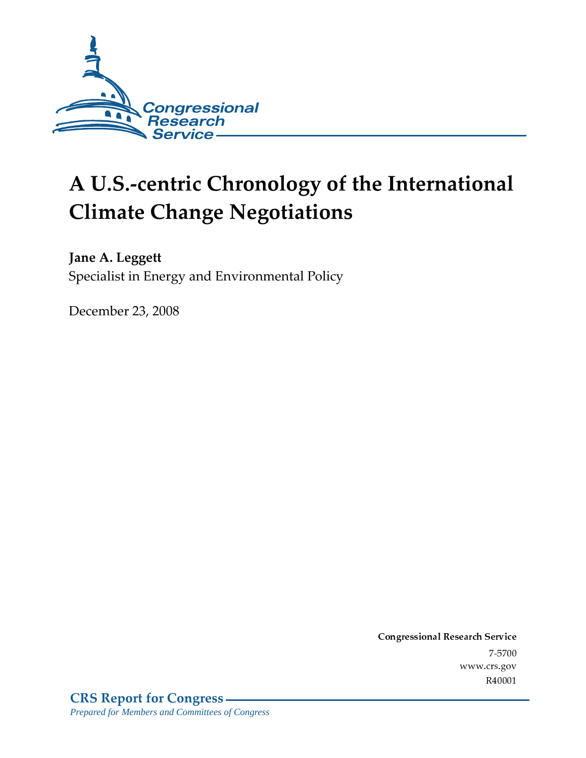Congressional Research Service

# A U.S.-centric Chronology of the International Climate Change Negotiations

**Jane A. Leggett**
Specialist in Energy and Environmental Policy

December 23, 2008

**Congressional Research Service**
7-5700
www.crs.gov
R40001

**CRS Report for Congress**
*Prepared for Members and Committees of Congress*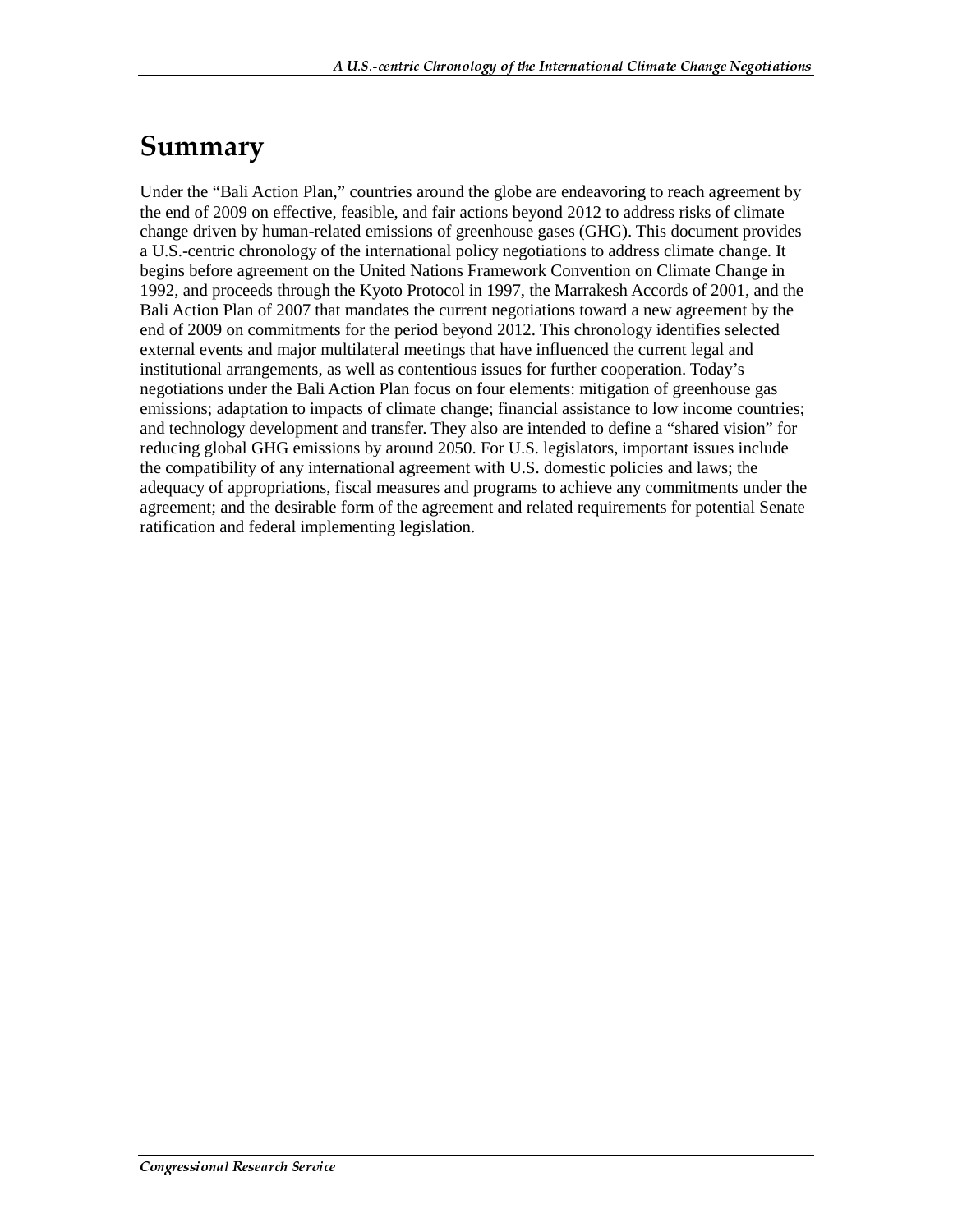# Summary

Under the "Bali Action Plan," countries around the globe are endeavoring to reach agreement by the end of 2009 on effective, feasible, and fair actions beyond 2012 to address risks of climate change driven by human-related emissions of greenhouse gases (GHG). This document provides a U.S.-centric chronology of the international policy negotiations to address climate change. It begins before agreement on the United Nations Framework Convention on Climate Change in 1992, and proceeds through the Kyoto Protocol in 1997, the Marrakesh Accords of 2001, and the Bali Action Plan of 2007 that mandates the current negotiations toward a new agreement by the end of 2009 on commitments for the period beyond 2012. This chronology identifies selected external events and major multilateral meetings that have influenced the current legal and institutional arrangements, as well as contentious issues for further cooperation. Today's negotiations under the Bali Action Plan focus on four elements: mitigation of greenhouse gas emissions; adaptation to impacts of climate change; financial assistance to low income countries; and technology development and transfer. They also are intended to define a "shared vision" for reducing global GHG emissions by around 2050. For U.S. legislators, important issues include the compatibility of any international agreement with U.S. domestic policies and laws; the adequacy of appropriations, fiscal measures and programs to achieve any commitments under the agreement; and the desirable form of the agreement and related requirements for potential Senate ratification and federal implementing legislation.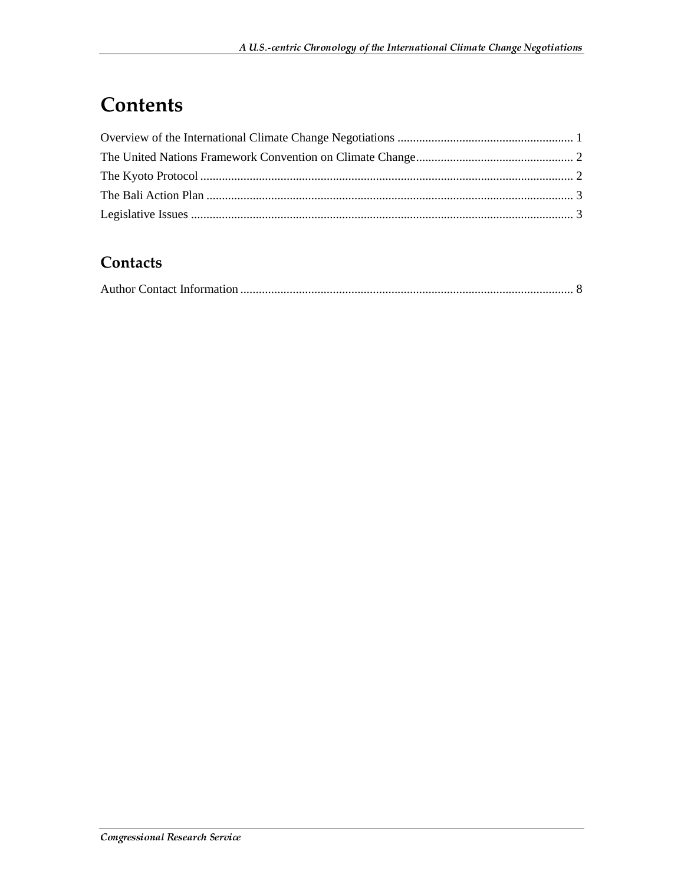# Contents

Overview of the International Climate Change Negotiations ......................................................... 1
The United Nations Framework Convention on Climate Change................................................... 2
The Kyoto Protocol ......................................................................................................................... 2
The Bali Action Plan ....................................................................................................................... 3
Legislative Issues ............................................................................................................................ 3

## Contacts

Author Contact Information ............................................................................................................ 8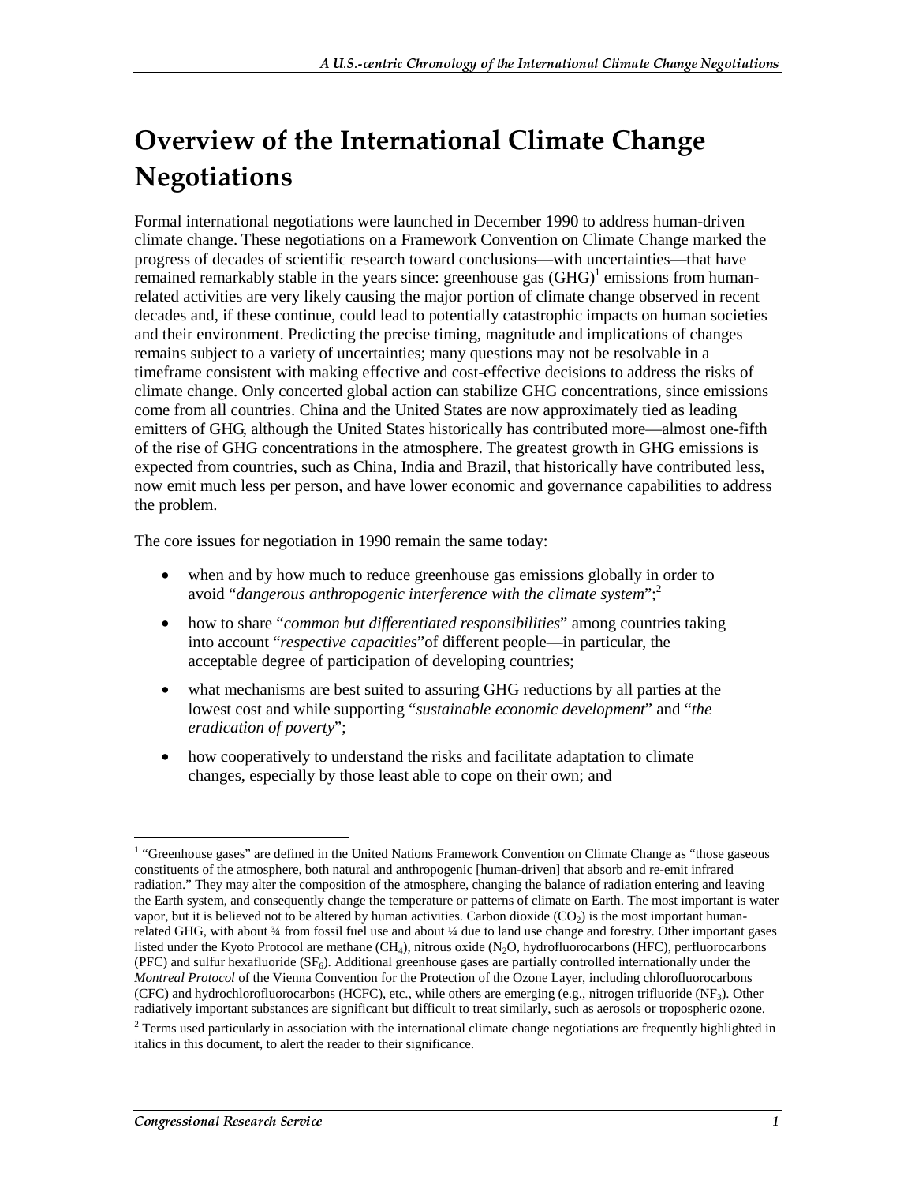# Overview of the International Climate Change Negotiations

Formal international negotiations were launched in December 1990 to address human-driven climate change. These negotiations on a Framework Convention on Climate Change marked the progress of decades of scientific research toward conclusions—with uncertainties—that have remained remarkably stable in the years since: greenhouse gas (GHG)[1] emissions from human-related activities are very likely causing the major portion of climate change observed in recent decades and, if these continue, could lead to potentially catastrophic impacts on human societies and their environment. Predicting the precise timing, magnitude and implications of changes remains subject to a variety of uncertainties; many questions may not be resolvable in a timeframe consistent with making effective and cost-effective decisions to address the risks of climate change. Only concerted global action can stabilize GHG concentrations, since emissions come from all countries. China and the United States are now approximately tied as leading emitters of GHG, although the United States historically has contributed more—almost one-fifth of the rise of GHG concentrations in the atmosphere. The greatest growth in GHG emissions is expected from countries, such as China, India and Brazil, that historically have contributed less, now emit much less per person, and have lower economic and governance capabilities to address the problem.

The core issues for negotiation in 1990 remain the same today:

- when and by how much to reduce greenhouse gas emissions globally in order to avoid "*dangerous anthropogenic interference with the climate system*";[2]
- how to share "*common but differentiated responsibilities*" among countries taking into account "*respective capacities*"of different people—in particular, the acceptable degree of participation of developing countries;
- what mechanisms are best suited to assuring GHG reductions by all parties at the lowest cost and while supporting "*sustainable economic development*" and "*the eradication of poverty*";
- how cooperatively to understand the risks and facilitate adaptation to climate changes, especially by those least able to cope on their own; and

[1] "Greenhouse gases" are defined in the United Nations Framework Convention on Climate Change as "those gaseous constituents of the atmosphere, both natural and anthropogenic [human-driven] that absorb and re-emit infrared radiation." They may alter the composition of the atmosphere, changing the balance of radiation entering and leaving the Earth system, and consequently change the temperature or patterns of climate on Earth. The most important is water vapor, but it is believed not to be altered by human activities. Carbon dioxide ($CO_2$) is the most important human-related GHG, with about ¾ from fossil fuel use and about ¼ due to land use change and forestry. Other important gases listed under the Kyoto Protocol are methane ($CH_4$), nitrous oxide ($N_2O$, hydrofluorocarbons (HFC), perfluorocarbons (PFC) and sulfur hexafluoride ($SF_6$). Additional greenhouse gases are partially controlled internationally under the *Montreal Protocol* of the Vienna Convention for the Protection of the Ozone Layer, including chlorofluorocarbons (CFC) and hydrochlorofluorocarbons (HCFC), etc., while others are emerging (e.g., nitrogen trifluoride ($NF_3$). Other radiatively important substances are significant but difficult to treat similarly, such as aerosols or tropospheric ozone.

[2] Terms used particularly in association with the international climate change negotiations are frequently highlighted in italics in this document, to alert the reader to their significance.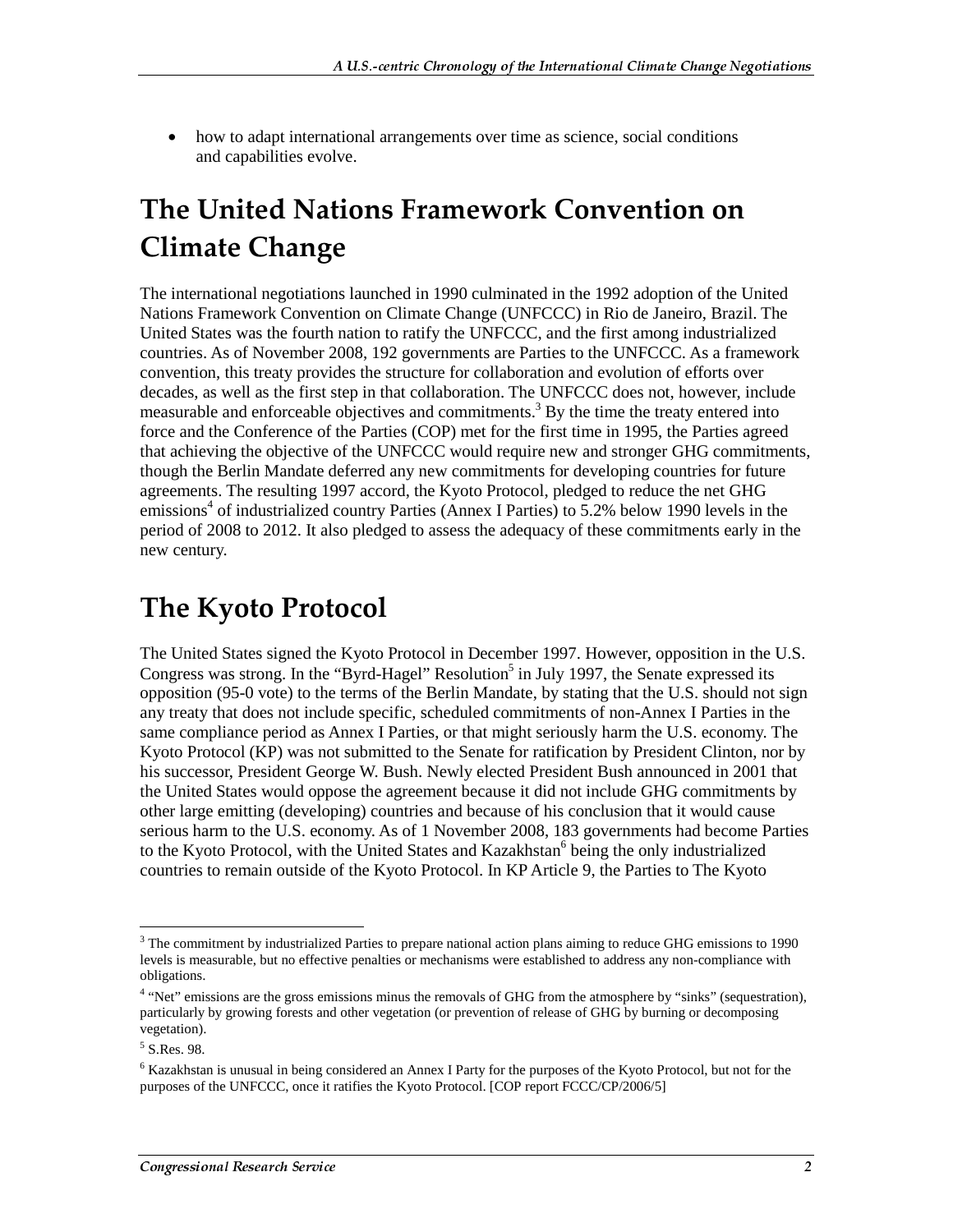- how to adapt international arrangements over time as science, social conditions and capabilities evolve.

# The United Nations Framework Convention on Climate Change

The international negotiations launched in 1990 culminated in the 1992 adoption of the United Nations Framework Convention on Climate Change (UNFCCC) in Rio de Janeiro, Brazil. The United States was the fourth nation to ratify the UNFCCC, and the first among industrialized countries. As of November 2008, 192 governments are Parties to the UNFCCC. As a framework convention, this treaty provides the structure for collaboration and evolution of efforts over decades, as well as the first step in that collaboration. The UNFCCC does not, however, include measurable and enforceable objectives and commitments.[3] By the time the treaty entered into force and the Conference of the Parties (COP) met for the first time in 1995, the Parties agreed that achieving the objective of the UNFCCC would require new and stronger GHG commitments, though the Berlin Mandate deferred any new commitments for developing countries for future agreements. The resulting 1997 accord, the Kyoto Protocol, pledged to reduce the net GHG emissions[4] of industrialized country Parties (Annex I Parties) to 5.2% below 1990 levels in the period of 2008 to 2012. It also pledged to assess the adequacy of these commitments early in the new century.

# The Kyoto Protocol

The United States signed the Kyoto Protocol in December 1997. However, opposition in the U.S. Congress was strong. In the "Byrd-Hagel" Resolution[5] in July 1997, the Senate expressed its opposition (95-0 vote) to the terms of the Berlin Mandate, by stating that the U.S. should not sign any treaty that does not include specific, scheduled commitments of non-Annex I Parties in the same compliance period as Annex I Parties, or that might seriously harm the U.S. economy. The Kyoto Protocol (KP) was not submitted to the Senate for ratification by President Clinton, nor by his successor, President George W. Bush. Newly elected President Bush announced in 2001 that the United States would oppose the agreement because it did not include GHG commitments by other large emitting (developing) countries and because of his conclusion that it would cause serious harm to the U.S. economy. As of 1 November 2008, 183 governments had become Parties to the Kyoto Protocol, with the United States and Kazakhstan[6] being the only industrialized countries to remain outside of the Kyoto Protocol. In KP Article 9, the Parties to The Kyoto

---

[3] The commitment by industrialized Parties to prepare national action plans aiming to reduce GHG emissions to 1990 levels is measurable, but no effective penalties or mechanisms were established to address any non-compliance with obligations.

[4] "Net" emissions are the gross emissions minus the removals of GHG from the atmosphere by "sinks" (sequestration), particularly by growing forests and other vegetation (or prevention of release of GHG by burning or decomposing vegetation).

[5] S.Res. 98.

[6] Kazakhstan is unusual in being considered an Annex I Party for the purposes of the Kyoto Protocol, but not for the purposes of the UNFCCC, once it ratifies the Kyoto Protocol. [COP report FCCC/CP/2006/5]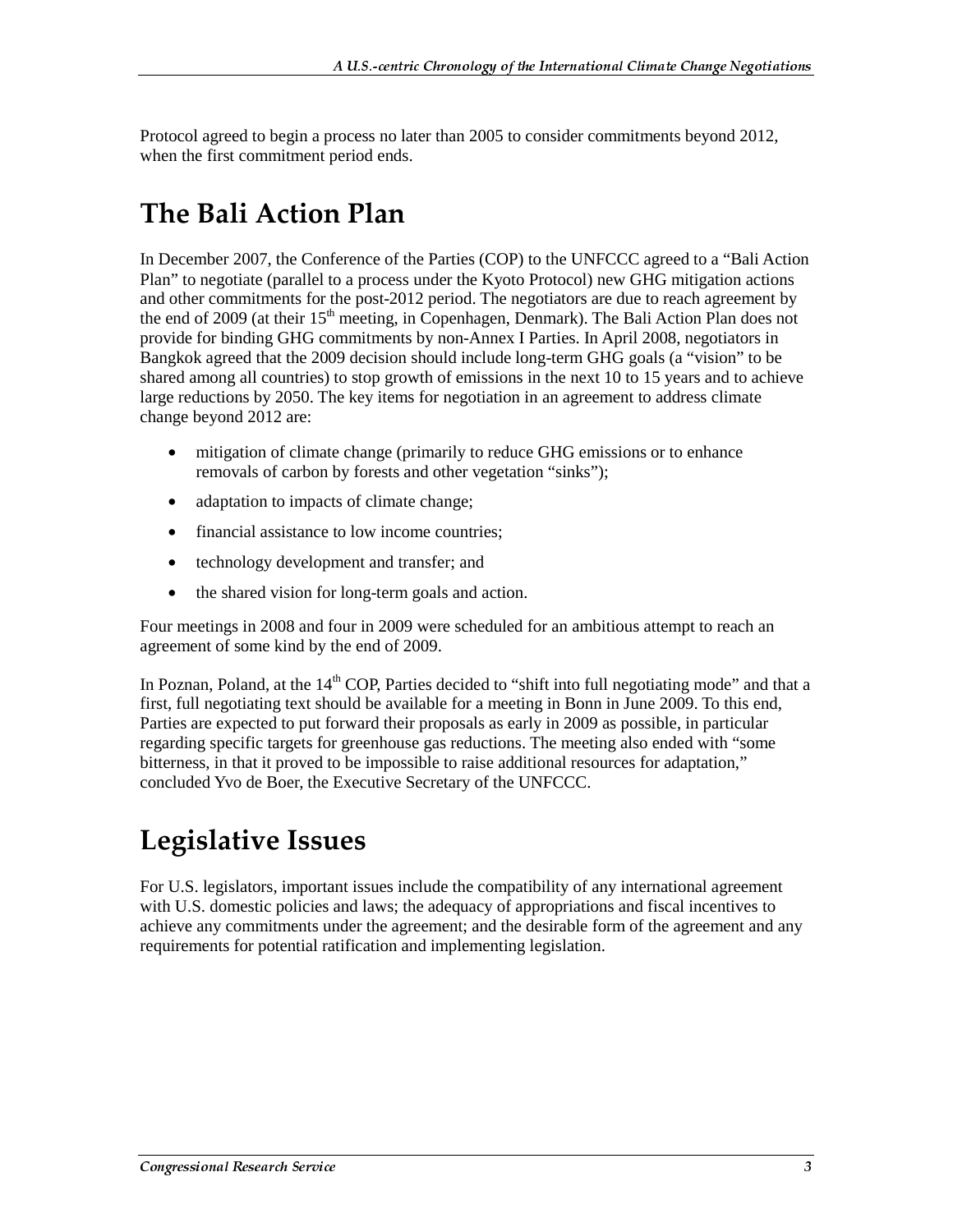Protocol agreed to begin a process no later than 2005 to consider commitments beyond 2012, when the first commitment period ends.

## The Bali Action Plan

In December 2007, the Conference of the Parties (COP) to the UNFCCC agreed to a "Bali Action Plan" to negotiate (parallel to a process under the Kyoto Protocol) new GHG mitigation actions and other commitments for the post-2012 period. The negotiators are due to reach agreement by the end of 2009 (at their 15th meeting, in Copenhagen, Denmark). The Bali Action Plan does not provide for binding GHG commitments by non-Annex I Parties. In April 2008, negotiators in Bangkok agreed that the 2009 decision should include long-term GHG goals (a "vision" to be shared among all countries) to stop growth of emissions in the next 10 to 15 years and to achieve large reductions by 2050. The key items for negotiation in an agreement to address climate change beyond 2012 are:

- mitigation of climate change (primarily to reduce GHG emissions or to enhance removals of carbon by forests and other vegetation "sinks");
- adaptation to impacts of climate change;
- financial assistance to low income countries;
- technology development and transfer; and
- the shared vision for long-term goals and action.

Four meetings in 2008 and four in 2009 were scheduled for an ambitious attempt to reach an agreement of some kind by the end of 2009.

In Poznan, Poland, at the 14th COP, Parties decided to "shift into full negotiating mode" and that a first, full negotiating text should be available for a meeting in Bonn in June 2009. To this end, Parties are expected to put forward their proposals as early in 2009 as possible, in particular regarding specific targets for greenhouse gas reductions. The meeting also ended with "some bitterness, in that it proved to be impossible to raise additional resources for adaptation," concluded Yvo de Boer, the Executive Secretary of the UNFCCC.

## Legislative Issues

For U.S. legislators, important issues include the compatibility of any international agreement with U.S. domestic policies and laws; the adequacy of appropriations and fiscal incentives to achieve any commitments under the agreement; and the desirable form of the agreement and any requirements for potential ratification and implementing legislation.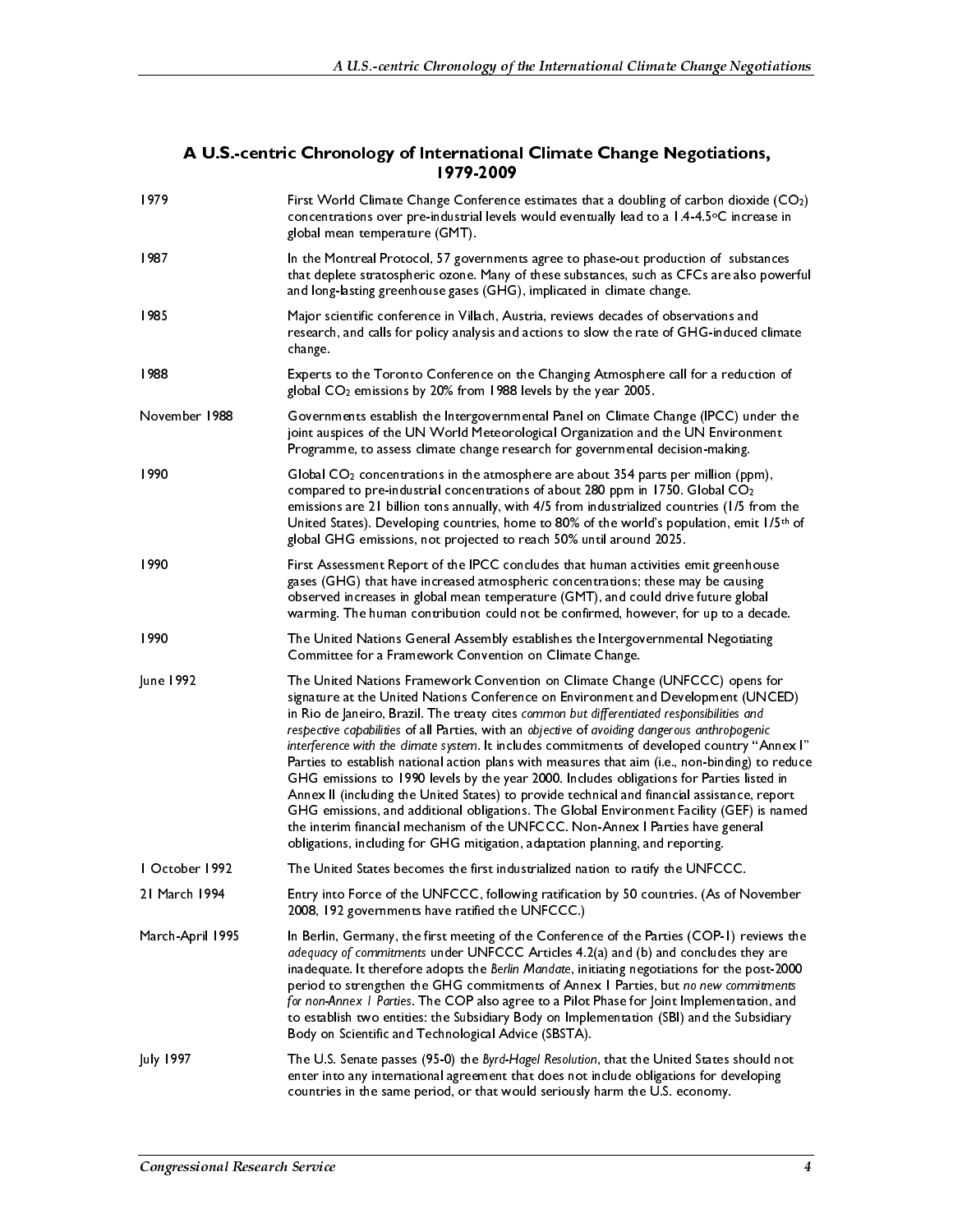## A U.S.-centric Chronology of International Climate Change Negotiations, 1979-2009

| | |
|---|---|
| 1979 | First World Climate Change Conference estimates that a doubling of carbon dioxide ($CO_2$) concentrations over pre-industrial levels would eventually lead to a 1.4-4.5°C increase in global mean temperature (GMT). |
| 1987 | In the Montreal Protocol, 57 governments agree to phase-out production of substances that deplete stratospheric ozone. Many of these substances, such as CFCs are also powerful and long-lasting greenhouse gases (GHG), implicated in climate change. |
| 1985 | Major scientific conference in Villach, Austria, reviews decades of observations and research, and calls for policy analysis and actions to slow the rate of GHG-induced climate change. |
| 1988 | Experts to the Toronto Conference on the Changing Atmosphere call for a reduction of global $CO_2$ emissions by 20% from 1988 levels by the year 2005. |
| November 1988 | Governments establish the Intergovernmental Panel on Climate Change (IPCC) under the joint auspices of the UN World Meteorological Organization and the UN Environment Programme, to assess climate change research for governmental decision-making. |
| 1990 | Global $CO_2$ concentrations in the atmosphere are about 354 parts per million (ppm), compared to pre-industrial concentrations of about 280 ppm in 1750. Global $CO_2$ emissions are 21 billion tons annually, with 4/5 from industrialized countries (1/5 from the United States). Developing countries, home to 80% of the world's population, emit 1/5th of global GHG emissions, not projected to reach 50% until around 2025. |
| 1990 | First Assessment Report of the IPCC concludes that human activities emit greenhouse gases (GHG) that have increased atmospheric concentrations; these may be causing observed increases in global mean temperature (GMT), and could drive future global warming. The human contribution could not be confirmed, however, for up to a decade. |
| 1990 | The United Nations General Assembly establishes the Intergovernmental Negotiating Committee for a Framework Convention on Climate Change. |
| June 1992 | The United Nations Framework Convention on Climate Change (UNFCCC) opens for signature at the United Nations Conference on Environment and Development (UNCED) in Rio de Janeiro, Brazil. The treaty cites *common but differentiated responsibilities and respective capabilities* of all Parties, with an *objective* of *avoiding dangerous anthropogenic interference with the climate system*. It includes commitments of developed country "Annex I" Parties to establish national action plans with measures that aim (i.e., non-binding) to reduce GHG emissions to 1990 levels by the year 2000. Includes obligations for Parties listed in Annex II (including the United States) to provide technical and financial assistance, report GHG emissions, and additional obligations. The Global Environment Facility (GEF) is named the interim financial mechanism of the UNFCCC. Non-Annex I Parties have general obligations, including for GHG mitigation, adaptation planning, and reporting. |
| 1 October 1992 | The United States becomes the first industrialized nation to ratify the UNFCCC. |
| 21 March 1994 | Entry into Force of the UNFCCC, following ratification by 50 countries. (As of November 2008, 192 governments have ratified the UNFCCC.) |
| March-April 1995 | In Berlin, Germany, the first meeting of the Conference of the Parties (COP-1) reviews the *adequacy of commitments* under UNFCCC Articles 4.2(a) and (b) and concludes they are inadequate. It therefore adopts the *Berlin Mandate*, initiating negotiations for the post-2000 period to strengthen the GHG commitments of Annex I Parties, but *no new commitments for non-Annex I Parties*. The COP also agree to a Pilot Phase for Joint Implementation, and to establish two entities: the Subsidiary Body on Implementation (SBI) and the Subsidiary Body on Scientific and Technological Advice (SBSTA). |
| July 1997 | The U.S. Senate passes (95-0) the *Byrd-Hagel Resolution*, that the United States should not enter into any international agreement that does not include obligations for developing countries in the same period, or that would seriously harm the U.S. economy. |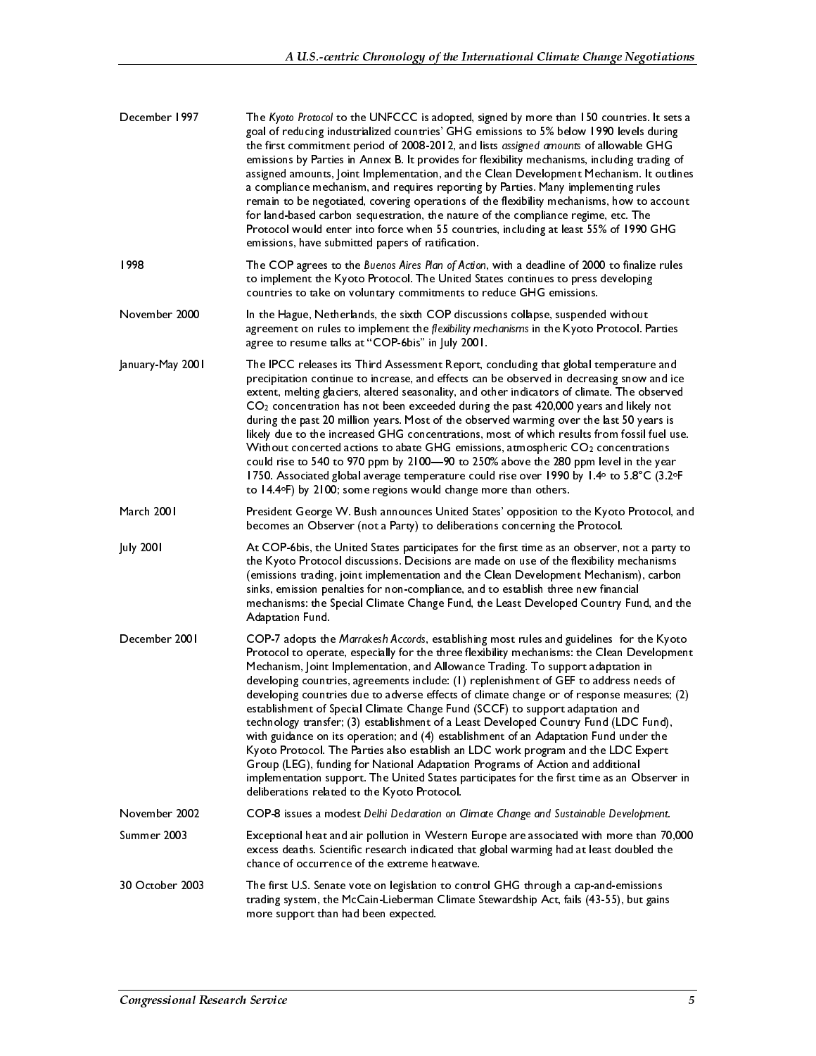| | |
|---|---|
| December 1997 | The *Kyoto Protocol* to the UNFCCC is adopted, signed by more than 150 countries. It sets a goal of reducing industrialized countries' GHG emissions to 5% below 1990 levels during the first commitment period of 2008-2012, and lists *assigned amounts* of allowable GHG emissions by Parties in Annex B. It provides for flexibility mechanisms, including trading of assigned amounts, Joint Implementation, and the Clean Development Mechanism. It outlines a compliance mechanism, and requires reporting by Parties. Many implementing rules remain to be negotiated, covering operations of the flexibility mechanisms, how to account for land-based carbon sequestration, the nature of the compliance regime, etc. The Protocol would enter into force when 55 countries, including at least 55% of 1990 GHG emissions, have submitted papers of ratification. |
| 1998 | The COP agrees to the *Buenos Aires Plan of Action*, with a deadline of 2000 to finalize rules to implement the Kyoto Protocol. The United States continues to press developing countries to take on voluntary commitments to reduce GHG emissions. |
| November 2000 | In the Hague, Netherlands, the sixth COP discussions collapse, suspended without agreement on rules to implement the *flexibility mechanisms* in the Kyoto Protocol. Parties agree to resume talks at "COP-6bis" in July 2001. |
| January-May 2001 | The IPCC releases its Third Assessment Report, concluding that global temperature and precipitation continue to increase, and effects can be observed in decreasing snow and ice extent, melting glaciers, altered seasonality, and other indicators of climate. The observed $CO_2$ concentration has not been exceeded during the past 420,000 years and likely not during the past 20 million years. Most of the observed warming over the last 50 years is likely due to the increased GHG concentrations, most of which results from fossil fuel use. Without concerted actions to abate GHG emissions, atmospheric $CO_2$ concentrations could rise to 540 to 970 ppm by 2100—90 to 250% above the 280 ppm level in the year 1750. Associated global average temperature could rise over 1990 by 1.4° to 5.8°C (3.2°F to 14.4°F) by 2100; some regions would change more than others. |
| March 2001 | President George W. Bush announces United States' opposition to the Kyoto Protocol, and becomes an Observer (not a Party) to deliberations concerning the Protocol. |
| July 2001 | At COP-6bis, the United States participates for the first time as an observer, not a party to the Kyoto Protocol discussions. Decisions are made on use of the flexibility mechanisms (emissions trading, joint implementation and the Clean Development Mechanism), carbon sinks, emission penalties for non-compliance, and to establish three new financial mechanisms: the Special Climate Change Fund, the Least Developed Country Fund, and the Adaptation Fund. |
| December 2001 | COP-7 adopts the *Marrakesh Accords*, establishing most rules and guidelines for the Kyoto Protocol to operate, especially for the three flexibility mechanisms: the Clean Development Mechanism, Joint Implementation, and Allowance Trading. To support adaptation in developing countries, agreements include: (1) replenishment of GEF to address needs of developing countries due to adverse effects of climate change or of response measures; (2) establishment of Special Climate Change Fund (SCCF) to support adaptation and technology transfer; (3) establishment of a Least Developed Country Fund (LDC Fund), with guidance on its operation; and (4) establishment of an Adaptation Fund under the Kyoto Protocol. The Parties also establish an LDC work program and the LDC Expert Group (LEG), funding for National Adaptation Programs of Action and additional implementation support. The United States participates for the first time as an Observer in deliberations related to the Kyoto Protocol. |
| November 2002 | COP-8 issues a modest *Delhi Declaration on Climate Change and Sustainable Development*. |
| Summer 2003 | Exceptional heat and air pollution in Western Europe are associated with more than 70,000 excess deaths. Scientific research indicated that global warming had at least doubled the chance of occurrence of the extreme heatwave. |
| 30 October 2003 | The first U.S. Senate vote on legislation to control GHG through a cap-and-emissions trading system, the McCain-Lieberman Climate Stewardship Act, fails (43-55), but gains more support than had been expected. |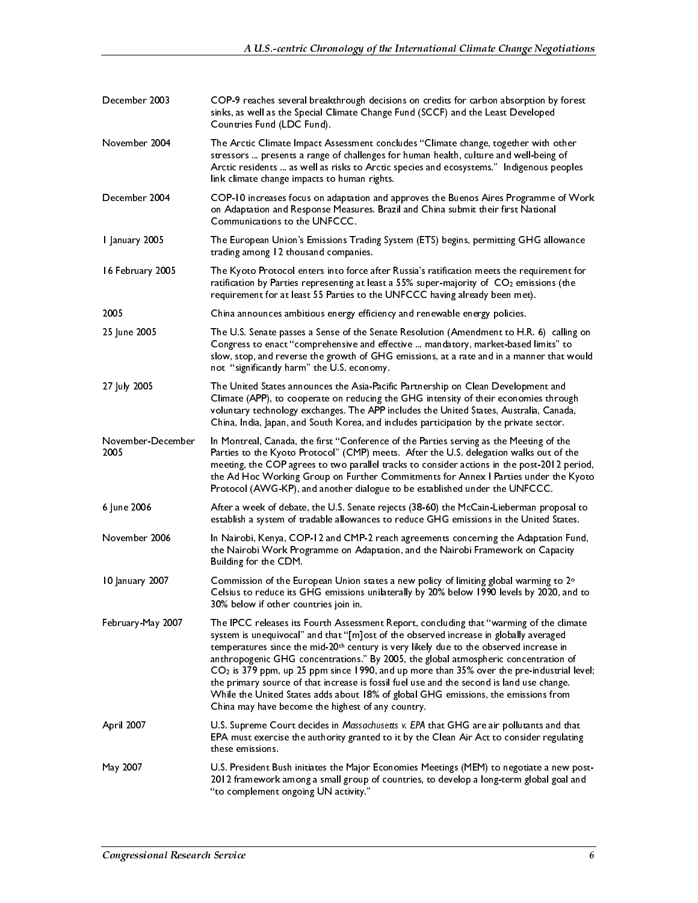| | |
|---|---|
| December 2003 | COP-9 reaches several breakthrough decisions on credits for carbon absorption by forest sinks, as well as the Special Climate Change Fund (SCCF) and the Least Developed Countries Fund (LDC Fund). |
| November 2004 | The Arctic Climate Impact Assessment concludes "Climate change, together with other stressors ... presents a range of challenges for human health, culture and well-being of Arctic residents ... as well as risks to Arctic species and ecosystems." Indigenous peoples link climate change impacts to human rights. |
| December 2004 | COP-10 increases focus on adaptation and approves the Buenos Aires Programme of Work on Adaptation and Response Measures. Brazil and China submit their first National Communications to the UNFCCC. |
| 1 January 2005 | The European Union's Emissions Trading System (ETS) begins, permitting GHG allowance trading among 12 thousand companies. |
| 16 February 2005 | The Kyoto Protocol enters into force after Russia's ratification meets the requirement for ratification by Parties representing at least a 55% super-majority of $CO_2$ emissions (the requirement for at least 55 Parties to the UNFCCC having already been met). |
| 2005 | China announces ambitious energy efficiency and renewable energy policies. |
| 25 June 2005 | The U.S. Senate passes a Sense of the Senate Resolution (Amendment to H.R. 6) calling on Congress to enact "comprehensive and effective ... mandatory, market-based limits" to slow, stop, and reverse the growth of GHG emissions, at a rate and in a manner that would not "significantly harm" the U.S. economy. |
| 27 July 2005 | The United States announces the Asia-Pacific Partnership on Clean Development and Climate (APP), to cooperate on reducing the GHG intensity of their economies through voluntary technology exchanges. The APP includes the United States, Australia, Canada, China, India, Japan, and South Korea, and includes participation by the private sector. |
| November-December 2005 | In Montreal, Canada, the first "Conference of the Parties serving as the Meeting of the Parties to the Kyoto Protocol" (CMP) meets. After the U.S. delegation walks out of the meeting, the COP agrees to two parallel tracks to consider actions in the post-2012 period, the Ad Hoc Working Group on Further Commitments for Annex I Parties under the Kyoto Protocol (AWG-KP), and another dialogue to be established under the UNFCCC. |
| 6 June 2006 | After a week of debate, the U.S. Senate rejects (38-60) the McCain-Lieberman proposal to establish a system of tradable allowances to reduce GHG emissions in the United States. |
| November 2006 | In Nairobi, Kenya, COP-12 and CMP-2 reach agreements concerning the Adaptation Fund, the Nairobi Work Programme on Adaptation, and the Nairobi Framework on Capacity Building for the CDM. |
| 10 January 2007 | Commission of the European Union states a new policy of limiting global warming to 2° Celsius to reduce its GHG emissions unilaterally by 20% below 1990 levels by 2020, and to 30% below if other countries join in. |
| February-May 2007 | The IPCC releases its Fourth Assessment Report, concluding that "warming of the climate system is unequivocal" and that "[m]ost of the observed increase in globally averaged temperatures since the mid-20th century is very likely due to the observed increase in anthropogenic GHG concentrations." By 2005, the global atmospheric concentration of $CO_2$ is 379 ppm, up 25 ppm since 1990, and up more than 35% over the pre-industrial level; the primary source of that increase is fossil fuel use and the second is land use change. While the United States adds about 18% of global GHG emissions, the emissions from China may have become the highest of any country. |
| April 2007 | U.S. Supreme Court decides in *Massachusetts v. EPA* that GHG are air pollutants and that EPA must exercise the authority granted to it by the Clean Air Act to consider regulating these emissions. |
| May 2007 | U.S. President Bush initiates the Major Economies Meetings (MEM) to negotiate a new post-2012 framework among a small group of countries, to develop a long-term global goal and "to complement ongoing UN activity." |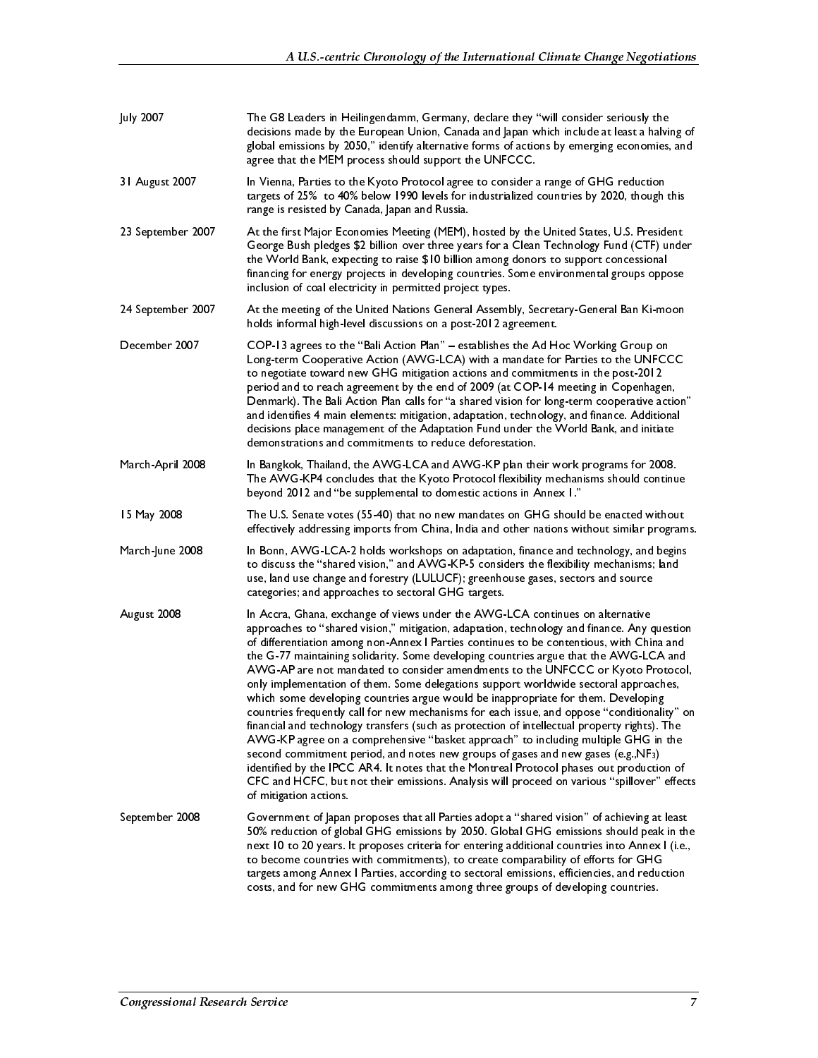| | |
|---|---|
| July 2007 | The G8 Leaders in Heilingendamm, Germany, declare they "will consider seriously the decisions made by the European Union, Canada and Japan which include at least a halving of global emissions by 2050," identify alternative forms of actions by emerging economies, and agree that the MEM process should support the UNFCCC. |
| 31 August 2007 | In Vienna, Parties to the Kyoto Protocol agree to consider a range of GHG reduction targets of 25% to 40% below 1990 levels for industrialized countries by 2020, though this range is resisted by Canada, Japan and Russia. |
| 23 September 2007 | At the first Major Economies Meeting (MEM), hosted by the United States, U.S. President George Bush pledges $2 billion over three years for a Clean Technology Fund (CTF) under the World Bank, expecting to raise $10 billion among donors to support concessional financing for energy projects in developing countries. Some environmental groups oppose inclusion of coal electricity in permitted project types. |
| 24 September 2007 | At the meeting of the United Nations General Assembly, Secretary-General Ban Ki-moon holds informal high-level discussions on a post-2012 agreement. |
| December 2007 | COP-13 agrees to the "Bali Action Plan" – establishes the Ad Hoc Working Group on Long-term Cooperative Action (AWG-LCA) with a mandate for Parties to the UNFCCC to negotiate toward new GHG mitigation actions and commitments in the post-2012 period and to reach agreement by the end of 2009 (at COP-14 meeting in Copenhagen, Denmark). The Bali Action Plan calls for "a shared vision for long-term cooperative action" and identifies 4 main elements: mitigation, adaptation, technology, and finance. Additional decisions place management of the Adaptation Fund under the World Bank, and initiate demonstrations and commitments to reduce deforestation. |
| March-April 2008 | In Bangkok, Thailand, the AWG-LCA and AWG-KP plan their work programs for 2008. The AWG-KP4 concludes that the Kyoto Protocol flexibility mechanisms should continue beyond 2012 and "be supplemental to domestic actions in Annex 1." |
| 15 May 2008 | The U.S. Senate votes (55-40) that no new mandates on GHG should be enacted without effectively addressing imports from China, India and other nations without similar programs. |
| March-June 2008 | In Bonn, AWG-LCA-2 holds workshops on adaptation, finance and technology, and begins to discuss the "shared vision," and AWG-KP-5 considers the flexibility mechanisms; land use, land use change and forestry (LULUCF); greenhouse gases, sectors and source categories; and approaches to sectoral GHG targets. |
| August 2008 | In Accra, Ghana, exchange of views under the AWG-LCA continues on alternative approaches to "shared vision," mitigation, adaptation, technology and finance. Any question of differentiation among non-Annex I Parties continues to be contentious, with China and the G-77 maintaining solidarity. Some developing countries argue that the AWG-LCA and AWG-AP are not mandated to consider amendments to the UNFCCC or Kyoto Protocol, only implementation of them. Some delegations support worldwide sectoral approaches, which some developing countries argue would be inappropriate for them. Developing countries frequently call for new mechanisms for each issue, and oppose "conditionality" on financial and technology transfers (such as protection of intellectual property rights). The AWG-KP agree on a comprehensive "basket approach" to including multiple GHG in the second commitment period, and notes new groups of gases and new gases (e.g.,$NF_3$) identified by the IPCC AR4. It notes that the Montreal Protocol phases out production of CFC and HCFC, but not their emissions. Analysis will proceed on various "spillover" effects of mitigation actions. |
| September 2008 | Government of Japan proposes that all Parties adopt a "shared vision" of achieving at least 50% reduction of global GHG emissions by 2050. Global GHG emissions should peak in the next 10 to 20 years. It proposes criteria for entering additional countries into Annex I (i.e., to become countries with commitments), to create comparability of efforts for GHG targets among Annex I Parties, according to sectoral emissions, efficiencies, and reduction costs, and for new GHG commitments among three groups of developing countries. |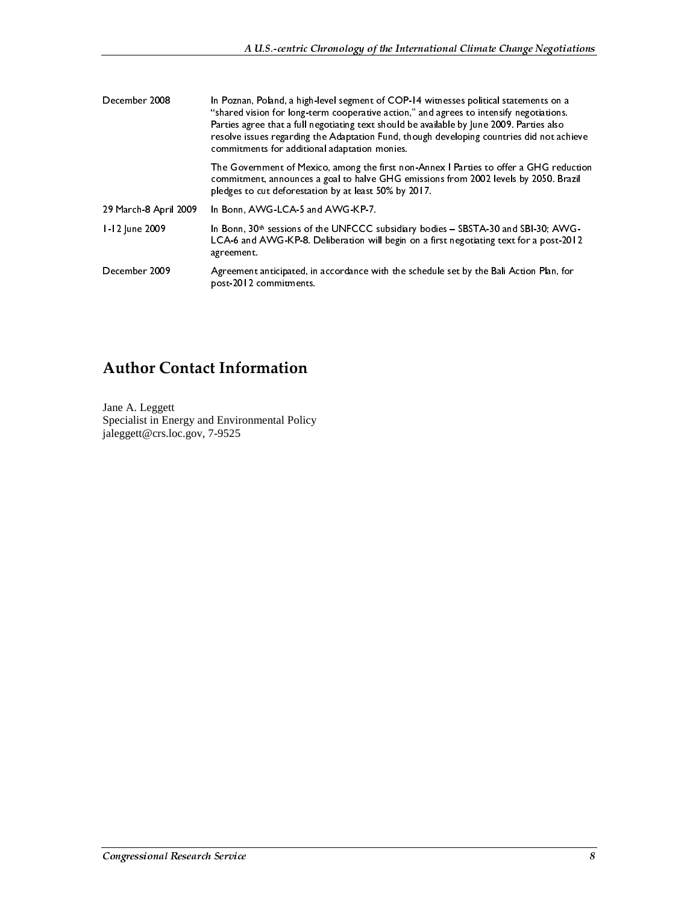| | |
|---|---|
| December 2008 | In Poznan, Poland, a high-level segment of COP-14 witnesses political statements on a "shared vision for long-term cooperative action," and agrees to intensify negotiations. Parties agree that a full negotiating text should be available by June 2009. Parties also resolve issues regarding the Adaptation Fund, though developing countries did not achieve commitments for additional adaptation monies.<br><br>The Government of Mexico, among the first non-Annex I Parties to offer a GHG reduction commitment, announces a goal to halve GHG emissions from 2002 levels by 2050. Brazil pledges to cut deforestation by at least 50% by 2017. |
| 29 March-8 April 2009 | In Bonn, AWG-LCA-5 and AWG-KP-7. |
| 1-12 June 2009 | In Bonn, 30th sessions of the UNFCCC subsidiary bodies – SBSTA-30 and SBI-30; AWG-LCA-6 and AWG-KP-8. Deliberation will begin on a first negotiating text for a post-2012 agreement. |
| December 2009 | Agreement anticipated, in accordance with the schedule set by the Bali Action Plan, for post-2012 commitments. |

## Author Contact Information

Jane A. Leggett
Specialist in Energy and Environmental Policy
jaleggett@crs.loc.gov, 7-9525